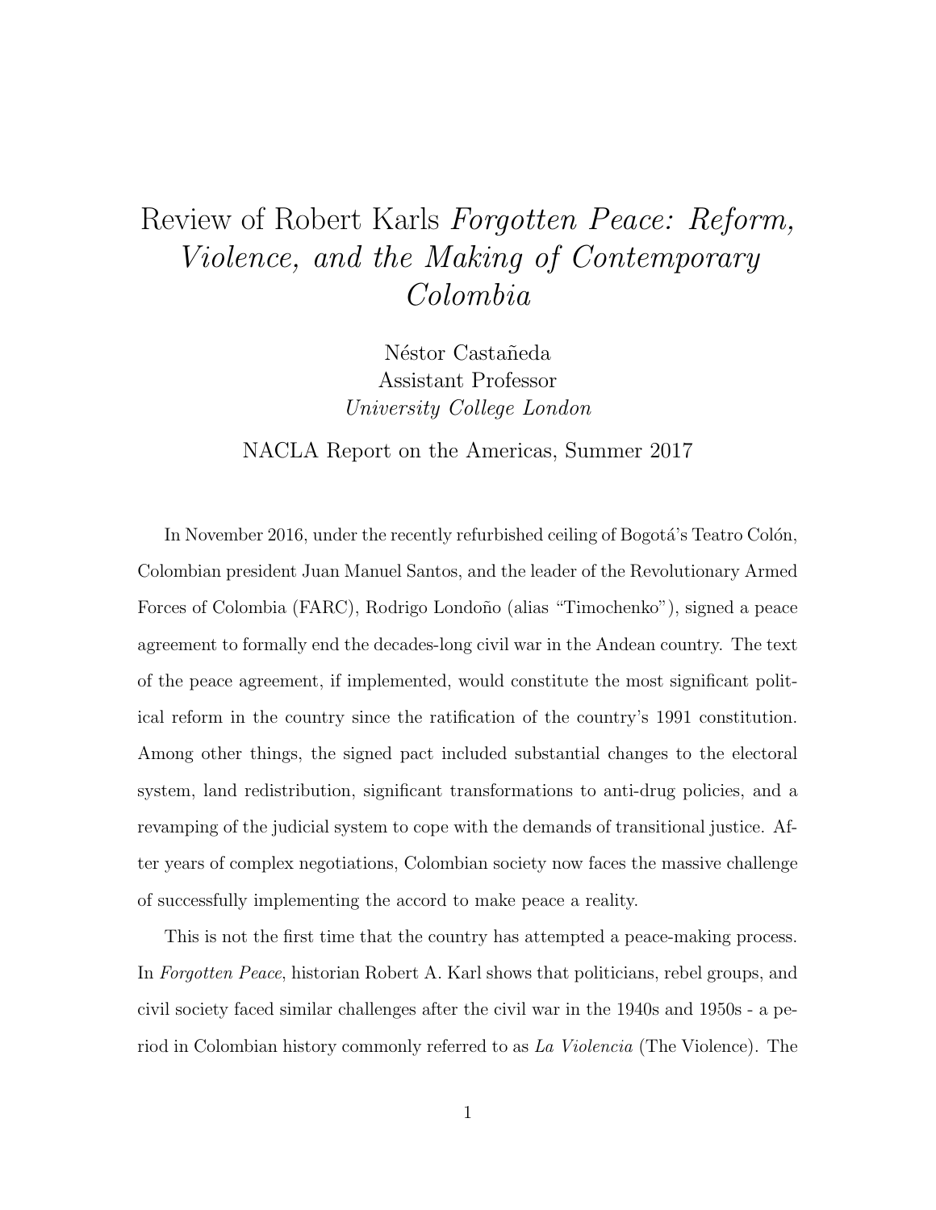# Review of Robert Karls *Forgotten Peace: Reform, Violence, and the Making of Contemporary Colombia*

Néstor Castañeda
Assistant Professor
*University College London*

NACLA Report on the Americas, Summer 2017

In November 2016, under the recently refurbished ceiling of Bogotá's Teatro Colón, Colombian president Juan Manuel Santos, and the leader of the Revolutionary Armed Forces of Colombia (FARC), Rodrigo Londoño (alias "Timochenko"), signed a peace agreement to formally end the decades-long civil war in the Andean country. The text of the peace agreement, if implemented, would constitute the most significant political reform in the country since the ratification of the country's 1991 constitution. Among other things, the signed pact included substantial changes to the electoral system, land redistribution, significant transformations to anti-drug policies, and a revamping of the judicial system to cope with the demands of transitional justice. After years of complex negotiations, Colombian society now faces the massive challenge of successfully implementing the accord to make peace a reality.

This is not the first time that the country has attempted a peace-making process. In *Forgotten Peace*, historian Robert A. Karl shows that politicians, rebel groups, and civil society faced similar challenges after the civil war in the 1940s and 1950s - a period in Colombian history commonly referred to as *La Violencia* (The Violence). The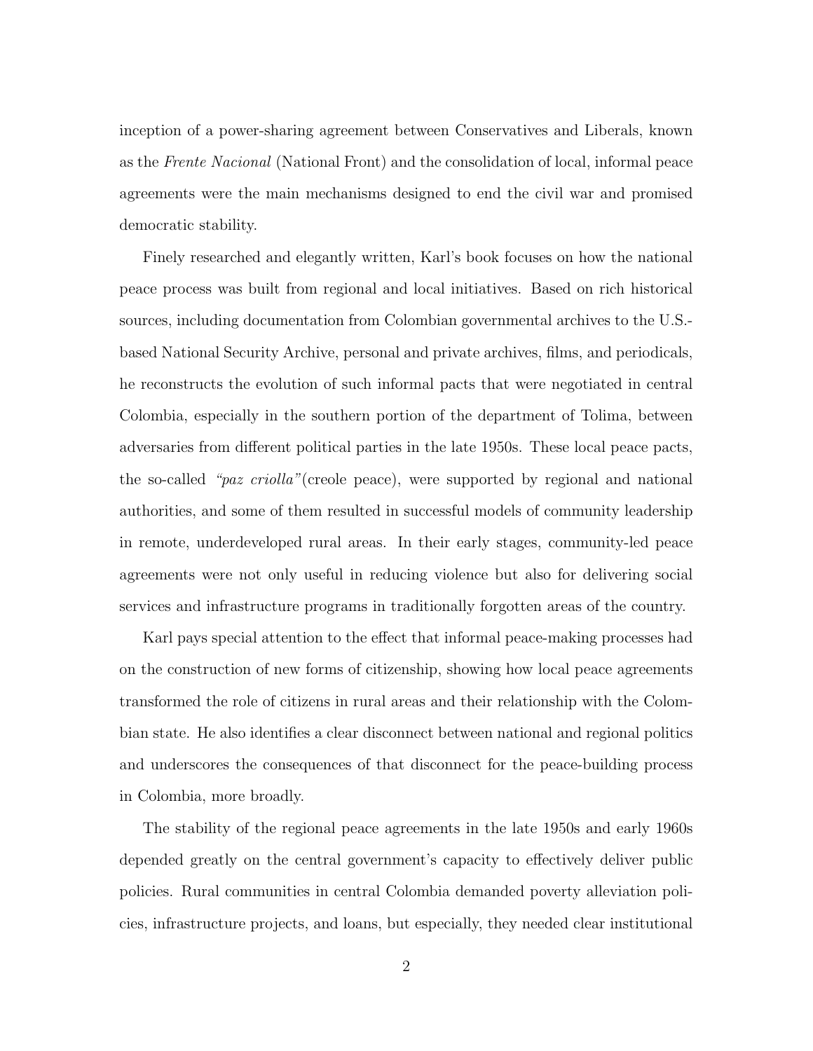inception of a power-sharing agreement between Conservatives and Liberals, known as the *Frente Nacional* (National Front) and the consolidation of local, informal peace agreements were the main mechanisms designed to end the civil war and promised democratic stability.

Finely researched and elegantly written, Karl's book focuses on how the national peace process was built from regional and local initiatives. Based on rich historical sources, including documentation from Colombian governmental archives to the U.S.-based National Security Archive, personal and private archives, films, and periodicals, he reconstructs the evolution of such informal pacts that were negotiated in central Colombia, especially in the southern portion of the department of Tolima, between adversaries from different political parties in the late 1950s. These local peace pacts, the so-called *"paz criolla"*(creole peace), were supported by regional and national authorities, and some of them resulted in successful models of community leadership in remote, underdeveloped rural areas. In their early stages, community-led peace agreements were not only useful in reducing violence but also for delivering social services and infrastructure programs in traditionally forgotten areas of the country.

Karl pays special attention to the effect that informal peace-making processes had on the construction of new forms of citizenship, showing how local peace agreements transformed the role of citizens in rural areas and their relationship with the Colombian state. He also identifies a clear disconnect between national and regional politics and underscores the consequences of that disconnect for the peace-building process in Colombia, more broadly.

The stability of the regional peace agreements in the late 1950s and early 1960s depended greatly on the central government's capacity to effectively deliver public policies. Rural communities in central Colombia demanded poverty alleviation policies, infrastructure projects, and loans, but especially, they needed clear institutional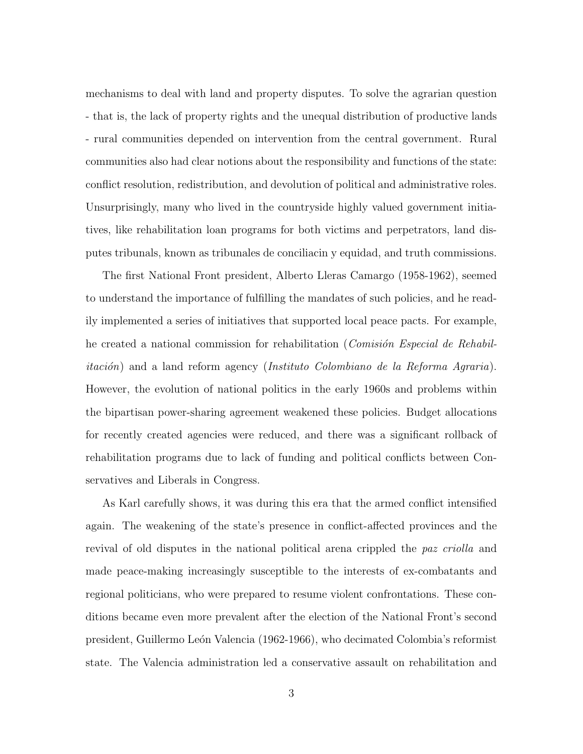mechanisms to deal with land and property disputes. To solve the agrarian question - that is, the lack of property rights and the unequal distribution of productive lands - rural communities depended on intervention from the central government. Rural communities also had clear notions about the responsibility and functions of the state: conflict resolution, redistribution, and devolution of political and administrative roles. Unsurprisingly, many who lived in the countryside highly valued government initiatives, like rehabilitation loan programs for both victims and perpetrators, land disputes tribunals, known as tribunales de conciliacin y equidad, and truth commissions.

The first National Front president, Alberto Lleras Camargo (1958-1962), seemed to understand the importance of fulfilling the mandates of such policies, and he readily implemented a series of initiatives that supported local peace pacts. For example, he created a national commission for rehabilitation (*Comisión Especial de Rehabilitación*) and a land reform agency (*Instituto Colombiano de la Reforma Agraria*). However, the evolution of national politics in the early 1960s and problems within the bipartisan power-sharing agreement weakened these policies. Budget allocations for recently created agencies were reduced, and there was a significant rollback of rehabilitation programs due to lack of funding and political conflicts between Conservatives and Liberals in Congress.

As Karl carefully shows, it was during this era that the armed conflict intensified again. The weakening of the state's presence in conflict-affected provinces and the revival of old disputes in the national political arena crippled the *paz criolla* and made peace-making increasingly susceptible to the interests of ex-combatants and regional politicians, who were prepared to resume violent confrontations. These conditions became even more prevalent after the election of the National Front's second president, Guillermo León Valencia (1962-1966), who decimated Colombia's reformist state. The Valencia administration led a conservative assault on rehabilitation and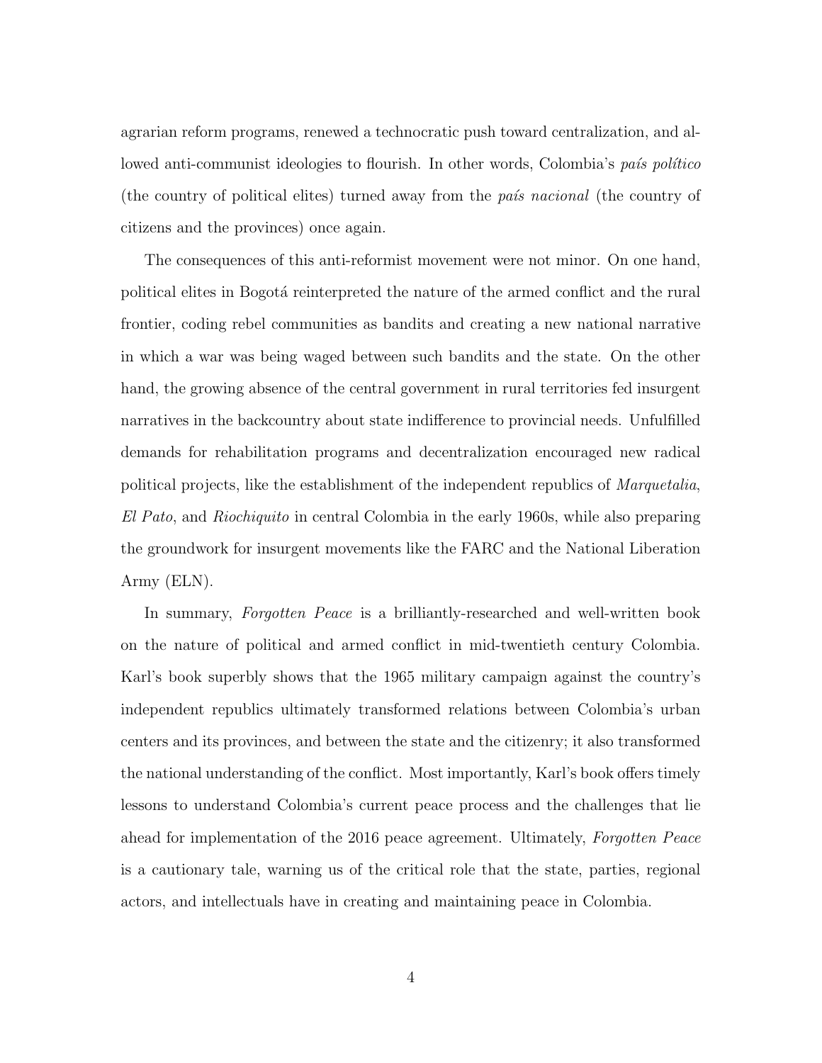agrarian reform programs, renewed a technocratic push toward centralization, and allowed anti-communist ideologies to flourish. In other words, Colombia's *país político* (the country of political elites) turned away from the *país nacional* (the country of citizens and the provinces) once again.

The consequences of this anti-reformist movement were not minor. On one hand, political elites in Bogotá reinterpreted the nature of the armed conflict and the rural frontier, coding rebel communities as bandits and creating a new national narrative in which a war was being waged between such bandits and the state. On the other hand, the growing absence of the central government in rural territories fed insurgent narratives in the backcountry about state indifference to provincial needs. Unfulfilled demands for rehabilitation programs and decentralization encouraged new radical political projects, like the establishment of the independent republics of *Marquetalia*, *El Pato*, and *Riochiquito* in central Colombia in the early 1960s, while also preparing the groundwork for insurgent movements like the FARC and the National Liberation Army (ELN).

In summary, *Forgotten Peace* is a brilliantly-researched and well-written book on the nature of political and armed conflict in mid-twentieth century Colombia. Karl's book superbly shows that the 1965 military campaign against the country's independent republics ultimately transformed relations between Colombia's urban centers and its provinces, and between the state and the citizenry; it also transformed the national understanding of the conflict. Most importantly, Karl's book offers timely lessons to understand Colombia's current peace process and the challenges that lie ahead for implementation of the 2016 peace agreement. Ultimately, *Forgotten Peace* is a cautionary tale, warning us of the critical role that the state, parties, regional actors, and intellectuals have in creating and maintaining peace in Colombia.